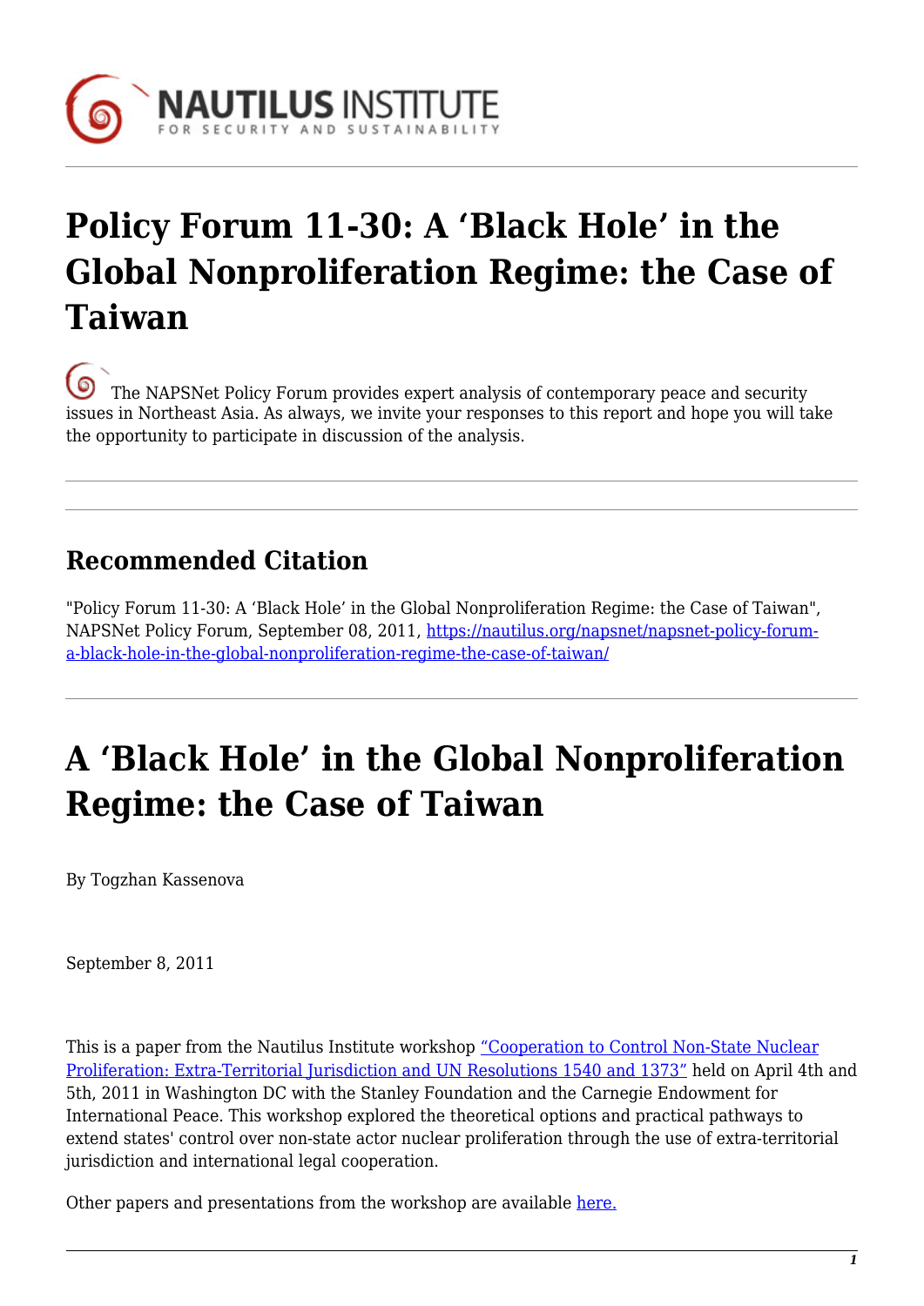# Policy Forum 11-30: A 'Black Hole' in the Global Nonproliferation Regime: the Case of Taiwan

The NAPSNet Policy Forum provides expert analysis of contemporary peace and security issues in Northeast Asia. As always, we invite your responses to this report and hope you will take the opportunity to participate in discussion of the analysis.

## Recommended Citation

"Policy Forum 11-30: A 'Black Hole' in the Global Nonproliferation Regime: the Case of Taiwan", NAPSNet Policy Forum, September 08, 2011, [https://nautilus.org/napsnet/napsnet-policy-forum-a-black-hole-in-the-global-nonproliferation-regime-the-case-of-taiwan/](https://nautilus.org/napsnet/napsnet-policy-forum-a-black-hole-in-the-global-nonproliferation-regime-the-case-of-taiwan/)

# A 'Black Hole' in the Global Nonproliferation Regime: the Case of Taiwan

By Togzhan Kassenova

September 8, 2011

This is a paper from the Nautilus Institute workshop "Cooperation to Control Non-State Nuclear Proliferation: Extra-Territorial Jurisdiction and UN Resolutions 1540 and 1373" held on April 4th and 5th, 2011 in Washington DC with the Stanley Foundation and the Carnegie Endowment for International Peace. This workshop explored the theoretical options and practical pathways to extend states' control over non-state actor nuclear proliferation through the use of extra-territorial jurisdiction and international legal cooperation.

Other papers and presentations from the workshop are available here.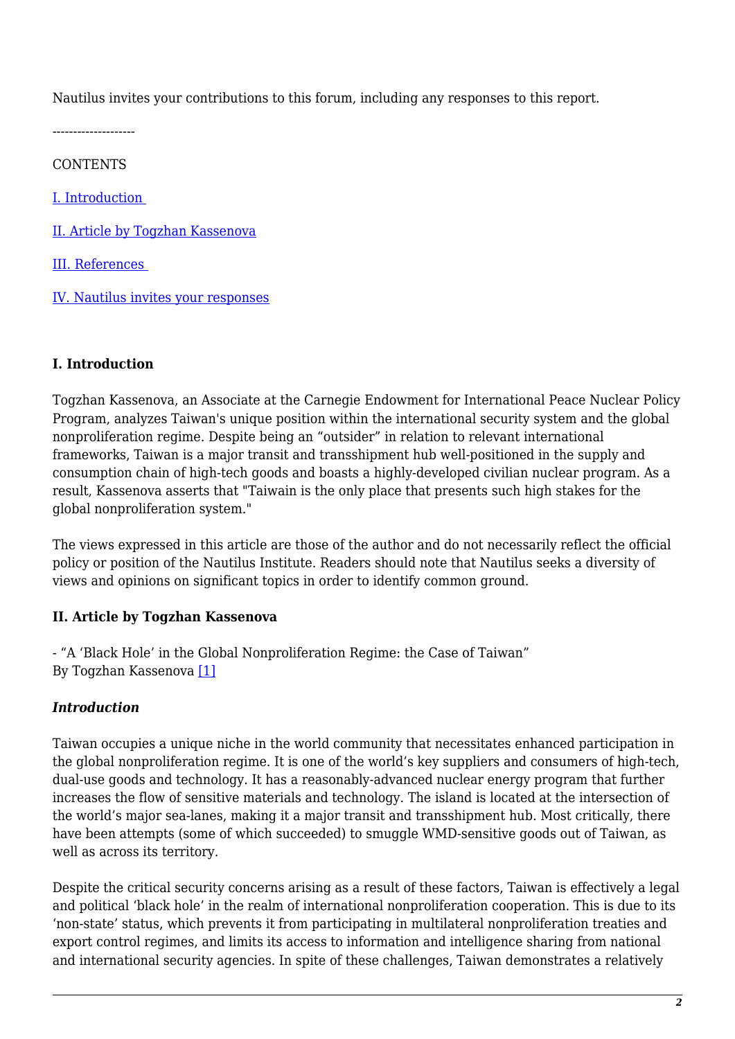Nautilus invites your contributions to this forum, including any responses to this report.

--------------------

CONTENTS

[I. Introduction](#)

[II. Article by Togzhan Kassenova](#)

[III. References](#)

[IV. Nautilus invites your responses](#)

### I. Introduction

Togzhan Kassenova, an Associate at the Carnegie Endowment for International Peace Nuclear Policy Program, analyzes Taiwan's unique position within the international security system and the global nonproliferation regime. Despite being an “outsider” in relation to relevant international frameworks, Taiwan is a major transit and transshipment hub well-positioned in the supply and consumption chain of high-tech goods and boasts a highly-developed civilian nuclear program. As a result, Kassenova asserts that "Taiwain is the only place that presents such high stakes for the global nonproliferation system."

The views expressed in this article are those of the author and do not necessarily reflect the official policy or position of the Nautilus Institute. Readers should note that Nautilus seeks a diversity of views and opinions on significant topics in order to identify common ground.

### II. Article by Togzhan Kassenova

- “A ‘Black Hole’ in the Global Nonproliferation Regime: the Case of Taiwan”
By Togzhan Kassenova [1]

#### *Introduction*

Taiwan occupies a unique niche in the world community that necessitates enhanced participation in the global nonproliferation regime. It is one of the world’s key suppliers and consumers of high-tech, dual-use goods and technology. It has a reasonably-advanced nuclear energy program that further increases the flow of sensitive materials and technology. The island is located at the intersection of the world’s major sea-lanes, making it a major transit and transshipment hub. Most critically, there have been attempts (some of which succeeded) to smuggle WMD-sensitive goods out of Taiwan, as well as across its territory.

Despite the critical security concerns arising as a result of these factors, Taiwan is effectively a legal and political ‘black hole’ in the realm of international nonproliferation cooperation. This is due to its ‘non-state’ status, which prevents it from participating in multilateral nonproliferation treaties and export control regimes, and limits its access to information and intelligence sharing from national and international security agencies. In spite of these challenges, Taiwan demonstrates a relatively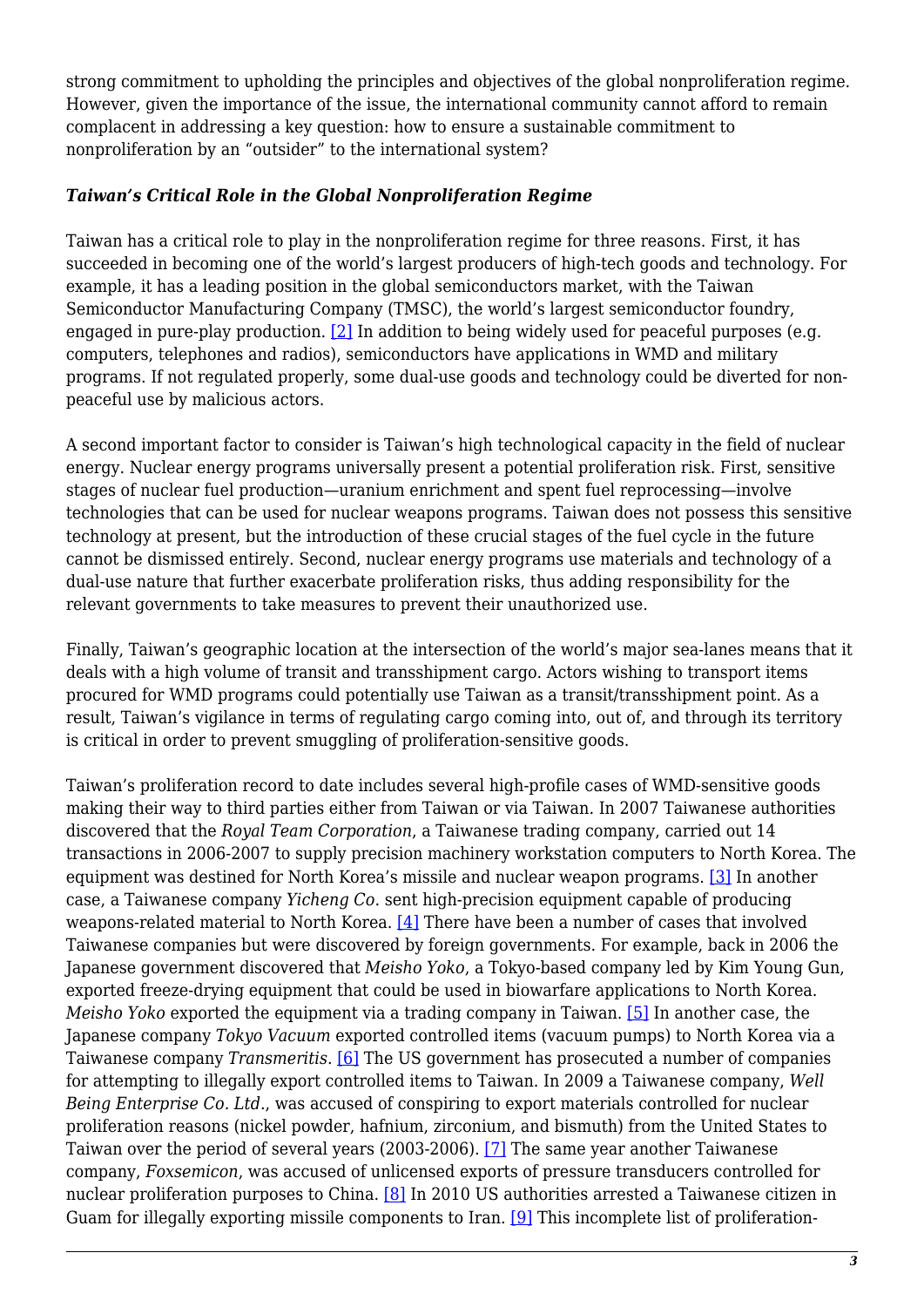strong commitment to upholding the principles and objectives of the global nonproliferation regime. However, given the importance of the issue, the international community cannot afford to remain complacent in addressing a key question: how to ensure a sustainable commitment to nonproliferation by an "outsider" to the international system?

### *Taiwan's Critical Role in the Global Nonproliferation Regime*

Taiwan has a critical role to play in the nonproliferation regime for three reasons. First, it has succeeded in becoming one of the world's largest producers of high-tech goods and technology. For example, it has a leading position in the global semiconductors market, with the Taiwan Semiconductor Manufacturing Company (TMSC), the world's largest semiconductor foundry, engaged in pure-play production. [2] In addition to being widely used for peaceful purposes (e.g. computers, telephones and radios), semiconductors have applications in WMD and military programs. If not regulated properly, some dual-use goods and technology could be diverted for non-peaceful use by malicious actors.

A second important factor to consider is Taiwan's high technological capacity in the field of nuclear energy. Nuclear energy programs universally present a potential proliferation risk. First, sensitive stages of nuclear fuel production—uranium enrichment and spent fuel reprocessing—involve technologies that can be used for nuclear weapons programs. Taiwan does not possess this sensitive technology at present, but the introduction of these crucial stages of the fuel cycle in the future cannot be dismissed entirely. Second, nuclear energy programs use materials and technology of a dual-use nature that further exacerbate proliferation risks, thus adding responsibility for the relevant governments to take measures to prevent their unauthorized use.

Finally, Taiwan's geographic location at the intersection of the world's major sea-lanes means that it deals with a high volume of transit and transshipment cargo. Actors wishing to transport items procured for WMD programs could potentially use Taiwan as a transit/transshipment point. As a result, Taiwan's vigilance in terms of regulating cargo coming into, out of, and through its territory is critical in order to prevent smuggling of proliferation-sensitive goods.

Taiwan's proliferation record to date includes several high-profile cases of WMD-sensitive goods making their way to third parties either from Taiwan or via Taiwan. In 2007 Taiwanese authorities discovered that the *Royal Team Corporation*, a Taiwanese trading company, carried out 14 transactions in 2006-2007 to supply precision machinery workstation computers to North Korea. The equipment was destined for North Korea's missile and nuclear weapon programs. [3] In another case, a Taiwanese company *Yicheng Co*. sent high-precision equipment capable of producing weapons-related material to North Korea. [4] There have been a number of cases that involved Taiwanese companies but were discovered by foreign governments. For example, back in 2006 the Japanese government discovered that *Meisho Yoko*, a Tokyo-based company led by Kim Young Gun, exported freeze-drying equipment that could be used in biowarfare applications to North Korea. *Meisho Yoko* exported the equipment via a trading company in Taiwan. [5] In another case, the Japanese company *Tokyo Vacuum* exported controlled items (vacuum pumps) to North Korea via a Taiwanese company *Transmeritis*. [6] The US government has prosecuted a number of companies for attempting to illegally export controlled items to Taiwan. In 2009 a Taiwanese company, *Well Being Enterprise Co. Ltd*., was accused of conspiring to export materials controlled for nuclear proliferation reasons (nickel powder, hafnium, zirconium, and bismuth) from the United States to Taiwan over the period of several years (2003-2006). [7] The same year another Taiwanese company, *Foxsemicon*, was accused of unlicensed exports of pressure transducers controlled for nuclear proliferation purposes to China. [8] In 2010 US authorities arrested a Taiwanese citizen in Guam for illegally exporting missile components to Iran. [9] This incomplete list of proliferation-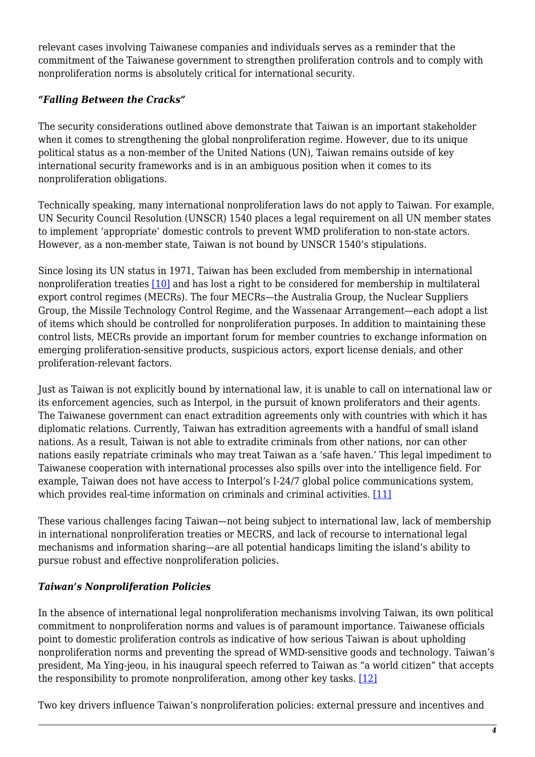relevant cases involving Taiwanese companies and individuals serves as a reminder that the commitment of the Taiwanese government to strengthen proliferation controls and to comply with nonproliferation norms is absolutely critical for international security.

### *"Falling Between the Cracks"*

The security considerations outlined above demonstrate that Taiwan is an important stakeholder when it comes to strengthening the global nonproliferation regime. However, due to its unique political status as a non-member of the United Nations (UN), Taiwan remains outside of key international security frameworks and is in an ambiguous position when it comes to its nonproliferation obligations.

Technically speaking, many international nonproliferation laws do not apply to Taiwan. For example, UN Security Council Resolution (UNSCR) 1540 places a legal requirement on all UN member states to implement 'appropriate' domestic controls to prevent WMD proliferation to non-state actors. However, as a non-member state, Taiwan is not bound by UNSCR 1540's stipulations.

Since losing its UN status in 1971, Taiwan has been excluded from membership in international nonproliferation treaties [10] and has lost a right to be considered for membership in multilateral export control regimes (MECRs). The four MECRs—the Australia Group, the Nuclear Suppliers Group, the Missile Technology Control Regime, and the Wassenaar Arrangement—each adopt a list of items which should be controlled for nonproliferation purposes. In addition to maintaining these control lists, MECRs provide an important forum for member countries to exchange information on emerging proliferation-sensitive products, suspicious actors, export license denials, and other proliferation-relevant factors.

Just as Taiwan is not explicitly bound by international law, it is unable to call on international law or its enforcement agencies, such as Interpol, in the pursuit of known proliferators and their agents. The Taiwanese government can enact extradition agreements only with countries with which it has diplomatic relations. Currently, Taiwan has extradition agreements with a handful of small island nations. As a result, Taiwan is not able to extradite criminals from other nations, nor can other nations easily repatriate criminals who may treat Taiwan as a 'safe haven.' This legal impediment to Taiwanese cooperation with international processes also spills over into the intelligence field. For example, Taiwan does not have access to Interpol's I-24/7 global police communications system, which provides real-time information on criminals and criminal activities. [11]

These various challenges facing Taiwan—not being subject to international law, lack of membership in international nonproliferation treaties or MECRS, and lack of recourse to international legal mechanisms and information sharing—are all potential handicaps limiting the island's ability to pursue robust and effective nonproliferation policies.

### *Taiwan's Nonproliferation Policies*

In the absence of international legal nonproliferation mechanisms involving Taiwan, its own political commitment to nonproliferation norms and values is of paramount importance. Taiwanese officials point to domestic proliferation controls as indicative of how serious Taiwan is about upholding nonproliferation norms and preventing the spread of WMD-sensitive goods and technology. Taiwan's president, Ma Ying-jeou, in his inaugural speech referred to Taiwan as "a world citizen" that accepts the responsibility to promote nonproliferation, among other key tasks. [12]

Two key drivers influence Taiwan's nonproliferation policies: external pressure and incentives and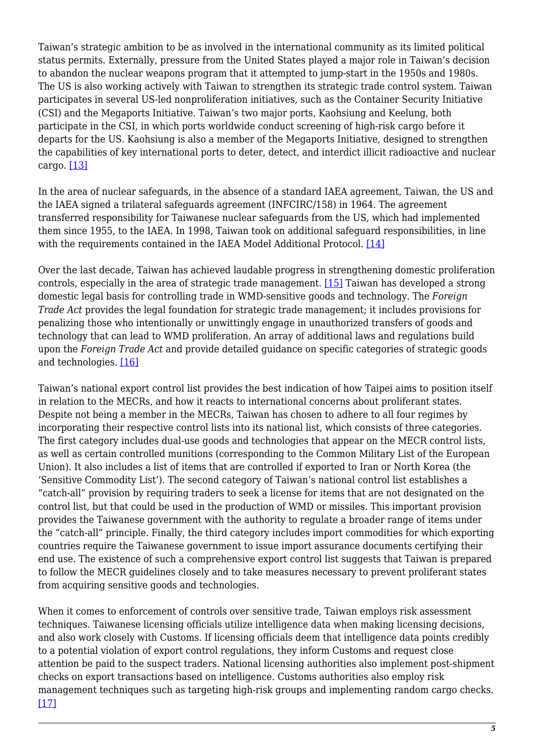Taiwan's strategic ambition to be as involved in the international community as its limited political status permits. Externally, pressure from the United States played a major role in Taiwan's decision to abandon the nuclear weapons program that it attempted to jump-start in the 1950s and 1980s. The US is also working actively with Taiwan to strengthen its strategic trade control system. Taiwan participates in several US-led nonproliferation initiatives, such as the Container Security Initiative (CSI) and the Megaports Initiative. Taiwan's two major ports, Kaohsiung and Keelung, both participate in the CSI, in which ports worldwide conduct screening of high-risk cargo before it departs for the US. Kaohsiung is also a member of the Megaports Initiative, designed to strengthen the capabilities of key international ports to deter, detect, and interdict illicit radioactive and nuclear cargo. [13]

In the area of nuclear safeguards, in the absence of a standard IAEA agreement, Taiwan, the US and the IAEA signed a trilateral safeguards agreement (INFCIRC/158) in 1964. The agreement transferred responsibility for Taiwanese nuclear safeguards from the US, which had implemented them since 1955, to the IAEA. In 1998, Taiwan took on additional safeguard responsibilities, in line with the requirements contained in the IAEA Model Additional Protocol. [14]

Over the last decade, Taiwan has achieved laudable progress in strengthening domestic proliferation controls, especially in the area of strategic trade management. [15] Taiwan has developed a strong domestic legal basis for controlling trade in WMD-sensitive goods and technology. The *Foreign Trade Act* provides the legal foundation for strategic trade management; it includes provisions for penalizing those who intentionally or unwittingly engage in unauthorized transfers of goods and technology that can lead to WMD proliferation. An array of additional laws and regulations build upon the *Foreign Trade Act* and provide detailed guidance on specific categories of strategic goods and technologies. [16]

Taiwan's national export control list provides the best indication of how Taipei aims to position itself in relation to the MECRs, and how it reacts to international concerns about proliferant states. Despite not being a member in the MECRs, Taiwan has chosen to adhere to all four regimes by incorporating their respective control lists into its national list, which consists of three categories. The first category includes dual-use goods and technologies that appear on the MECR control lists, as well as certain controlled munitions (corresponding to the Common Military List of the European Union). It also includes a list of items that are controlled if exported to Iran or North Korea (the 'Sensitive Commodity List'). The second category of Taiwan's national control list establishes a "catch-all" provision by requiring traders to seek a license for items that are not designated on the control list, but that could be used in the production of WMD or missiles. This important provision provides the Taiwanese government with the authority to regulate a broader range of items under the "catch-all" principle. Finally, the third category includes import commodities for which exporting countries require the Taiwanese government to issue import assurance documents certifying their end use. The existence of such a comprehensive export control list suggests that Taiwan is prepared to follow the MECR guidelines closely and to take measures necessary to prevent proliferant states from acquiring sensitive goods and technologies.

When it comes to enforcement of controls over sensitive trade, Taiwan employs risk assessment techniques. Taiwanese licensing officials utilize intelligence data when making licensing decisions, and also work closely with Customs. If licensing officials deem that intelligence data points credibly to a potential violation of export control regulations, they inform Customs and request close attention be paid to the suspect traders. National licensing authorities also implement post-shipment checks on export transactions based on intelligence. Customs authorities also employ risk management techniques such as targeting high-risk groups and implementing random cargo checks. [17]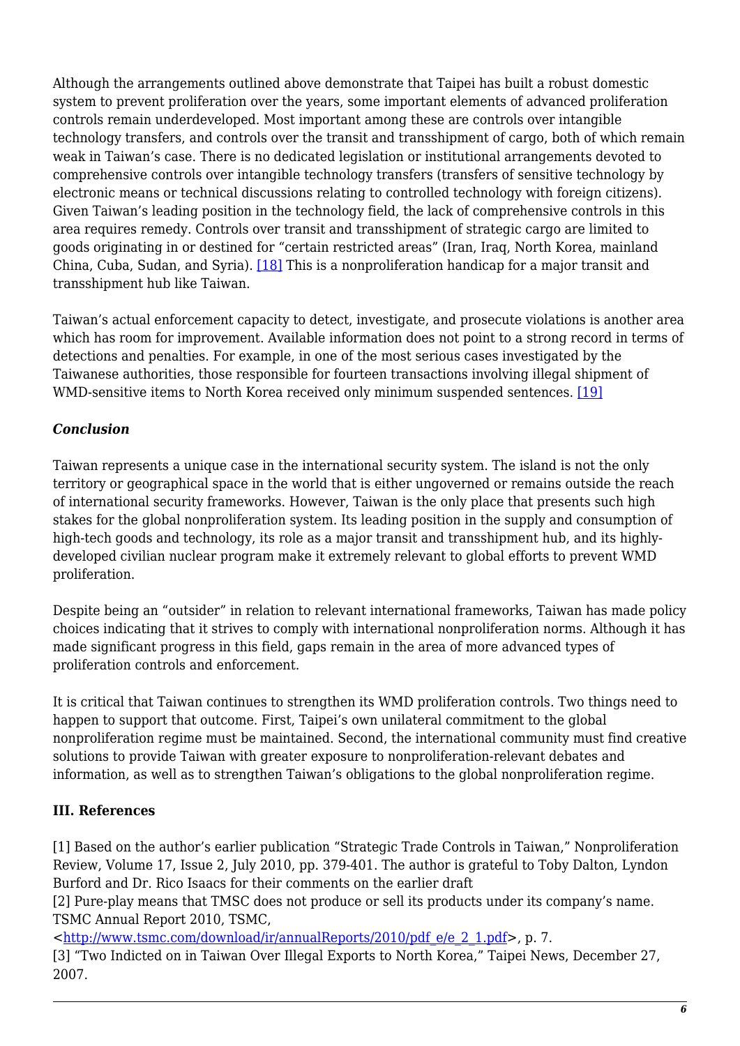Although the arrangements outlined above demonstrate that Taipei has built a robust domestic system to prevent proliferation over the years, some important elements of advanced proliferation controls remain underdeveloped. Most important among these are controls over intangible technology transfers, and controls over the transit and transshipment of cargo, both of which remain weak in Taiwan's case. There is no dedicated legislation or institutional arrangements devoted to comprehensive controls over intangible technology transfers (transfers of sensitive technology by electronic means or technical discussions relating to controlled technology with foreign citizens). Given Taiwan's leading position in the technology field, the lack of comprehensive controls in this area requires remedy. Controls over transit and transshipment of strategic cargo are limited to goods originating in or destined for "certain restricted areas" (Iran, Iraq, North Korea, mainland China, Cuba, Sudan, and Syria). [18] This is a nonproliferation handicap for a major transit and transshipment hub like Taiwan.

Taiwan's actual enforcement capacity to detect, investigate, and prosecute violations is another area which has room for improvement. Available information does not point to a strong record in terms of detections and penalties. For example, in one of the most serious cases investigated by the Taiwanese authorities, those responsible for fourteen transactions involving illegal shipment of WMD-sensitive items to North Korea received only minimum suspended sentences. [19]

### *Conclusion*

Taiwan represents a unique case in the international security system. The island is not the only territory or geographical space in the world that is either ungoverned or remains outside the reach of international security frameworks. However, Taiwan is the only place that presents such high stakes for the global nonproliferation system. Its leading position in the supply and consumption of high-tech goods and technology, its role as a major transit and transshipment hub, and its highly-developed civilian nuclear program make it extremely relevant to global efforts to prevent WMD proliferation.

Despite being an "outsider" in relation to relevant international frameworks, Taiwan has made policy choices indicating that it strives to comply with international nonproliferation norms. Although it has made significant progress in this field, gaps remain in the area of more advanced types of proliferation controls and enforcement.

It is critical that Taiwan continues to strengthen its WMD proliferation controls. Two things need to happen to support that outcome. First, Taipei's own unilateral commitment to the global nonproliferation regime must be maintained. Second, the international community must find creative solutions to provide Taiwan with greater exposure to nonproliferation-relevant debates and information, as well as to strengthen Taiwan's obligations to the global nonproliferation regime.

## III. References

[1] Based on the author's earlier publication "Strategic Trade Controls in Taiwan," Nonproliferation Review, Volume 17, Issue 2, July 2010, pp. 379-401. The author is grateful to Toby Dalton, Lyndon Burford and Dr. Rico Isaacs for their comments on the earlier draft

[2] Pure-play means that TMSC does not produce or sell its products under its company's name. TSMC Annual Report 2010, TSMC, <http://www.tsmc.com/download/ir/annualReports/2010/pdf_e/e_2_1.pdf>, p. 7.

[3] "Two Indicted on in Taiwan Over Illegal Exports to North Korea," Taipei News, December 27, 2007.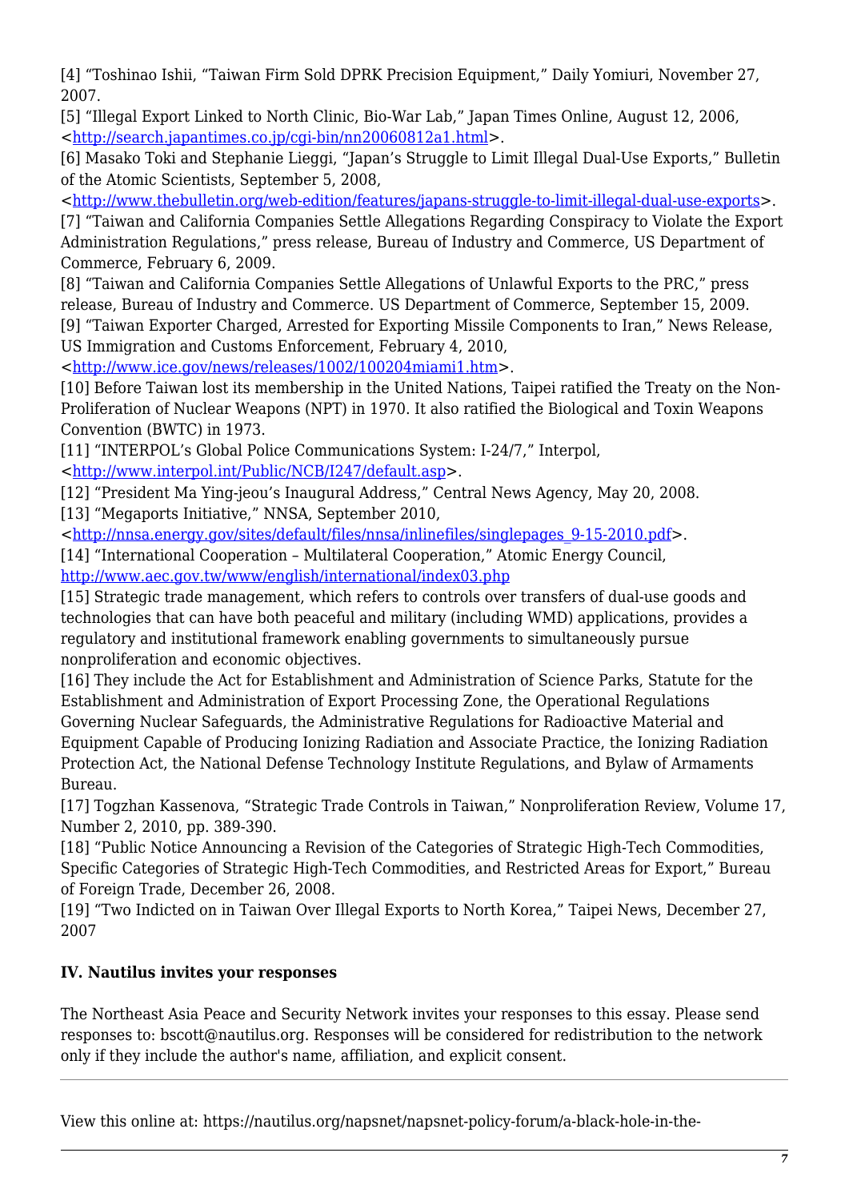[4] "Toshinao Ishii, "Taiwan Firm Sold DPRK Precision Equipment," Daily Yomiuri, November 27, 2007.

[5] "Illegal Export Linked to North Clinic, Bio-War Lab," Japan Times Online, August 12, 2006, <http://search.japantimes.co.jp/cgi-bin/nn20060812a1.html>.

[6] Masako Toki and Stephanie Lieggi, "Japan's Struggle to Limit Illegal Dual-Use Exports," Bulletin of the Atomic Scientists, September 5, 2008, <http://www.thebulletin.org/web-edition/features/japans-struggle-to-limit-illegal-dual-use-exports>.

[7] "Taiwan and California Companies Settle Allegations Regarding Conspiracy to Violate the Export Administration Regulations," press release, Bureau of Industry and Commerce, US Department of Commerce, February 6, 2009.

[8] "Taiwan and California Companies Settle Allegations of Unlawful Exports to the PRC," press release, Bureau of Industry and Commerce. US Department of Commerce, September 15, 2009.

[9] "Taiwan Exporter Charged, Arrested for Exporting Missile Components to Iran," News Release, US Immigration and Customs Enforcement, February 4, 2010, <http://www.ice.gov/news/releases/1002/100204miami1.htm>.

[10] Before Taiwan lost its membership in the United Nations, Taipei ratified the Treaty on the Non-Proliferation of Nuclear Weapons (NPT) in 1970. It also ratified the Biological and Toxin Weapons Convention (BWTC) in 1973.

[11] "INTERPOL's Global Police Communications System: I-24/7," Interpol, <http://www.interpol.int/Public/NCB/I247/default.asp>.

[12] "President Ma Ying-jeou's Inaugural Address," Central News Agency, May 20, 2008.

[13] "Megaports Initiative," NNSA, September 2010, <http://nnsa.energy.gov/sites/default/files/nnsa/inlinefiles/singlepages_9-15-2010.pdf>.

[14] "International Cooperation – Multilateral Cooperation," Atomic Energy Council, http://www.aec.gov.tw/www/english/international/index03.php

[15] Strategic trade management, which refers to controls over transfers of dual-use goods and technologies that can have both peaceful and military (including WMD) applications, provides a regulatory and institutional framework enabling governments to simultaneously pursue nonproliferation and economic objectives.

[16] They include the Act for Establishment and Administration of Science Parks, Statute for the Establishment and Administration of Export Processing Zone, the Operational Regulations Governing Nuclear Safeguards, the Administrative Regulations for Radioactive Material and Equipment Capable of Producing Ionizing Radiation and Associate Practice, the Ionizing Radiation Protection Act, the National Defense Technology Institute Regulations, and Bylaw of Armaments Bureau.

[17] Togzhan Kassenova, "Strategic Trade Controls in Taiwan," Nonproliferation Review, Volume 17, Number 2, 2010, pp. 389-390.

[18] "Public Notice Announcing a Revision of the Categories of Strategic High-Tech Commodities, Specific Categories of Strategic High-Tech Commodities, and Restricted Areas for Export," Bureau of Foreign Trade, December 26, 2008.

[19] "Two Indicted on in Taiwan Over Illegal Exports to North Korea," Taipei News, December 27, 2007

## IV. Nautilus invites your responses

The Northeast Asia Peace and Security Network invites your responses to this essay. Please send responses to: bscott@nautilus.org. Responses will be considered for redistribution to the network only if they include the author's name, affiliation, and explicit consent.

---

View this online at: https://nautilus.org/napsnet/napsnet-policy-forum/a-black-hole-in-the-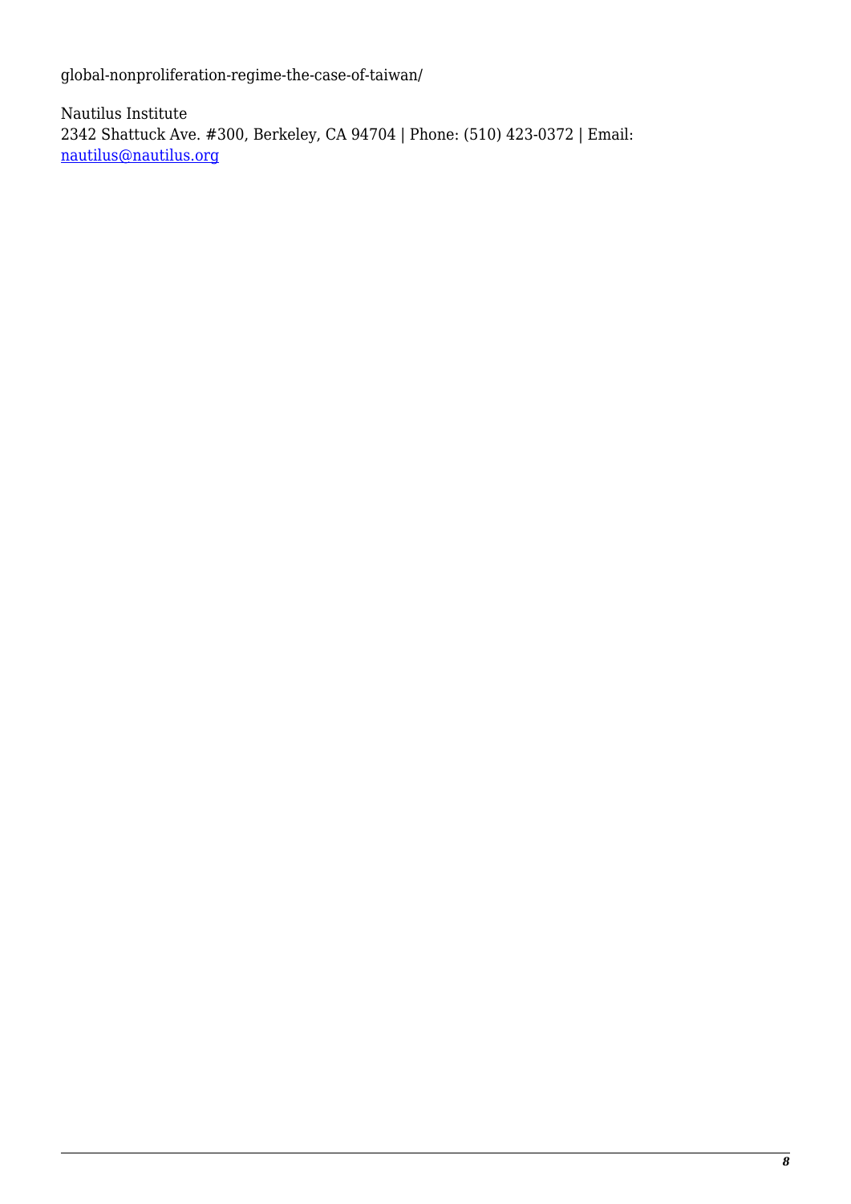global-nonproliferation-regime-the-case-of-taiwan/

Nautilus Institute
2342 Shattuck Ave. #300, Berkeley, CA 94704 | Phone: (510) 423-0372 | Email: nautilus@nautilus.org